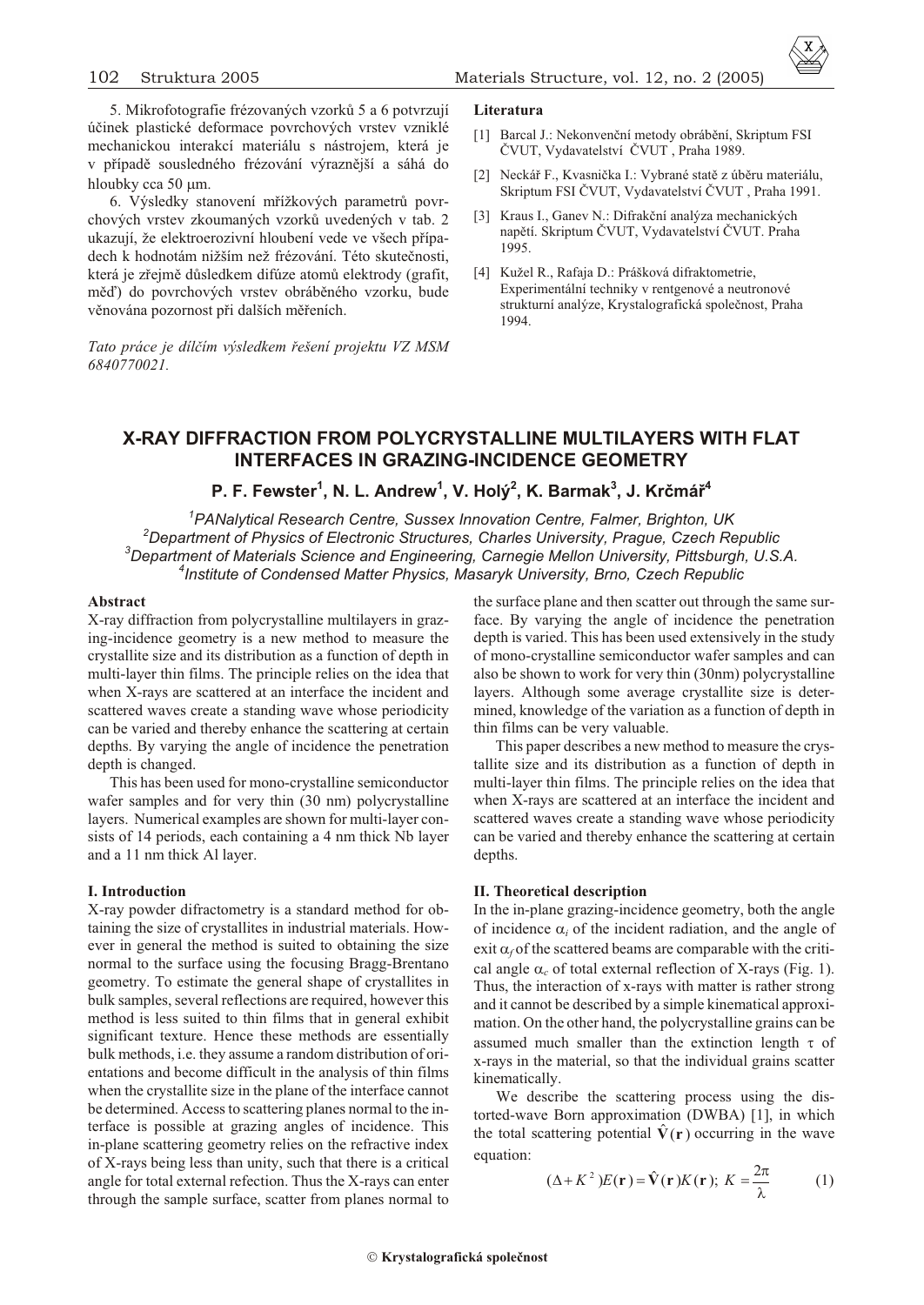5. Mikrofotografie frézovaných vzorků 5 a 6 potvrzují účinek plastické deformace povrchových vrstev vzniklé mechanickou interakcí materiálu s nástrojem, která je v případě sousledného frézování výraznější a sahá do hloubky cca 50 μm.

6. Výsledky stanovení mřížkových parametrů povrchových vrstev zkoumaných vzorků uvedených v tab. 2 ukazují, že elektroerozivní hloubení vede ve všech případech k hodnotám nižším než frézování. Této skutečnosti, která je zřejmě důsledkem difúze atomů elektrody (grafit, měď) do povrchových vrstev obráběného vzorku, bude věnována pozornost při dalších měřeních.

*Tato práce je dílčím výsledkem řešení projektu VZ MSM 6840770021.*

**Literatura**

[1] Barcal J.: Nekonvenční metody obrábění, Skriptum FSI ČVUT, Vydavatelství ČVUT , Praha 1989.

[2] Neckář F., Kvasnička I.: Vybrané statě z úběru materiálu, Skriptum FSI ČVUT, Vydavatelství ČVUT , Praha 1991.

[3] Kraus I., Ganev N.: Difrakční analýza mechanických napětí. Skriptum ČVUT, Vydavatelství ČVUT. Praha 1995.

[4] Kužel R., Rafaja D.: Prášková difraktometrie, Experimentální techniky v rentgenové a neutronové strukturní analýze, Krystalografická společnost, Praha 1994.

# X-RAY DIFFRACTION FROM POLYCRYSTALLINE MULTILAYERS WITH FLAT INTERFACES IN GRAZING-INCIDENCE GEOMETRY

**P. F. Fewster[1], N. L. Andrew[1], V. Holý[2], K. Barmak[3], J. Krčmář[4]**

[1]*PANalytical Research Centre, Sussex Innovation Centre, Falmer, Brighton, UK*
[2]*Department of Physics of Electronic Structures, Charles University, Prague, Czech Republic*
[3]*Department of Materials Science and Engineering, Carnegie Mellon University, Pittsburgh, U.S.A.*
[4]*Institute of Condensed Matter Physics, Masaryk University, Brno, Czech Republic*

**Abstract**

X-ray diffraction from polycrystalline multilayers in grazing-incidence geometry is a new method to measure the crystallite size and its distribution as a function of depth in multi-layer thin films. The principle relies on the idea that when X-rays are scattered at an interface the incident and scattered waves create a standing wave whose periodicity can be varied and thereby enhance the scattering at certain depths. By varying the angle of incidence the penetration depth is changed.

This has been used for mono-crystalline semiconductor wafer samples and for very thin (30 nm) polycrystalline layers. Numerical examples are shown for multi-layer consists of 14 periods, each containing a 4 nm thick Nb layer and a 11 nm thick Al layer.

## I. Introduction

X-ray powder difractometry is a standard method for obtaining the size of crystallites in industrial materials. However in general the method is suited to obtaining the size normal to the surface using the focusing Bragg-Brentano geometry. To estimate the general shape of crystallites in bulk samples, several reflections are required, however this method is less suited to thin films that in general exhibit significant texture. Hence these methods are essentially bulk methods, i.e. they assume a random distribution of orientations and become difficult in the analysis of thin films when the crystallite size in the plane of the interface cannot be determined. Access to scattering planes normal to the interface is possible at grazing angles of incidence. This in-plane scattering geometry relies on the refractive index of X-rays being less than unity, such that there is a critical angle for total external refection. Thus the X-rays can enter through the sample surface, scatter from planes normal to the surface plane and then scatter out through the same surface. By varying the angle of incidence the penetration depth is varied. This has been used extensively in the study of mono-crystalline semiconductor wafer samples and can also be shown to work for very thin (30nm) polycrystalline layers. Although some average crystallite size is determined, knowledge of the variation as a function of depth in thin films can be very valuable.

This paper describes a new method to measure the crystallite size and its distribution as a function of depth in multi-layer thin films. The principle relies on the idea that when X-rays are scattered at an interface the incident and scattered waves create a standing wave whose periodicity can be varied and thereby enhance the scattering at certain depths.

## II. Theoretical description

In the in-plane grazing-incidence geometry, both the angle of incidence $\alpha_i$ of the incident radiation, and the angle of exit $\alpha_f$ of the scattered beams are comparable with the critical angle $\alpha_c$ of total external reflection of X-rays (Fig. 1). Thus, the interaction of x-rays with matter is rather strong and it cannot be described by a simple kinematical approximation. On the other hand, the polycrystalline grains can be assumed much smaller than the extinction length $\tau$ of x-rays in the material, so that the individual grains scatter kinematically.

We describe the scattering process using the distorted-wave Born approximation (DWBA) [1], in which the total scattering potential $\hat{\mathbf{V}}(\mathbf{r})$ occurring in the wave equation:

$$(\Delta + K^2)E(\mathbf{r}) = \hat{\mathbf{V}}(\mathbf{r})K(\mathbf{r});\; K = \frac{2\pi}{\lambda} \tag{1}$$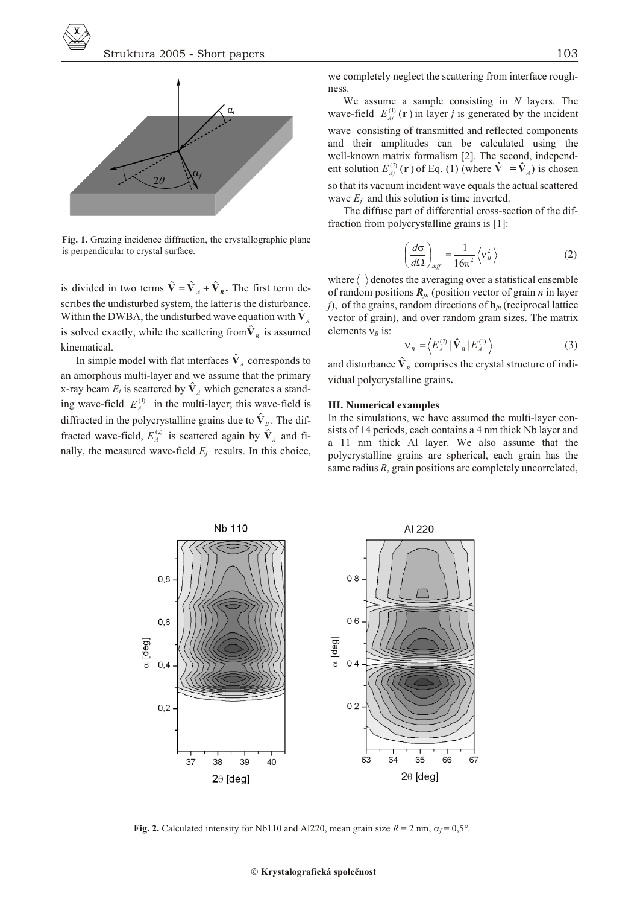**Fig. 1.** Grazing incidence diffraction, the crystallographic plane is perpendicular to crystal surface.

is divided in two terms $\hat{\mathbf{V}} = \hat{\mathbf{V}}_A + \hat{\mathbf{V}}_B$. The first term describes the undisturbed system, the latter is the disturbance. Within the DWBA, the undisturbed wave equation with $\hat{\mathbf{V}}_A$ is solved exactly, while the scattering from $\hat{\mathbf{V}}_B$ is assumed kinematical.

In simple model with flat interfaces $\hat{\mathbf{V}}_A$ corresponds to an amorphous multi-layer and we assume that the primary x-ray beam $E_i$ is scattered by $\hat{\mathbf{V}}_A$ which generates a standing wave-field $E_A^{(1)}$ in the multi-layer; this wave-field is diffracted in the polycrystalline grains due to $\hat{\mathbf{V}}_B$. The diffracted wave-field, $E_A^{(2)}$ is scattered again by $\hat{\mathbf{V}}_A$ and finally, the measured wave-field $E_f$ results. In this choice, we completely neglect the scattering from interface roughness.

We assume a sample consisting in $N$ layers. The wave-field $E_{Aj}^{(1)}(\mathbf{r})$ in layer $j$ is generated by the incident wave consisting of transmitted and reflected components and their amplitudes can be calculated using the well-known matrix formalism [2]. The second, independent solution $E_{Aj}^{(2)}(\mathbf{r})$ of Eq. (1) (where $\hat{\mathbf{V}} = \hat{\mathbf{V}}_A$) is chosen so that its vacuum incident wave equals the actual scattered wave $E_f$ and this solution is time inverted.

The diffuse part of differential cross-section of the diffraction from polycrystalline grains is [1]:

$$\left(\frac{d\sigma}{d\Omega}\right)_{diff} = \frac{1}{16\pi^2}\left\langle \nu_B^2 \right\rangle \tag{2}$$

where $\langle\ \rangle$ denotes the averaging over a statistical ensemble of random positions $\boldsymbol{R}_{jn}$ (position vector of grain $n$ in layer $j$), of the grains, random directions of $\mathbf{h}_{jn}$ (reciprocal lattice vector of grain), and over random grain sizes. The matrix elements $\nu_B$ is:

$$\nu_B = \left\langle E_A^{(2)} \,|\, \hat{\mathbf{V}}_B \,|\, E_A^{(1)} \right\rangle \tag{3}$$

and disturbance $\hat{\mathbf{V}}_B$ comprises the crystal structure of individual polycrystalline grains**.**

### III. Numerical examples

In the simulations, we have assumed the multi-layer consists of 14 periods, each contains a 4 nm thick Nb layer and a 11 nm thick Al layer. We also assume that the polycrystalline grains are spherical, each grain has the same radius $R$, grain positions are completely uncorrelated,

**Fig. 2.** Calculated intensity for Nb110 and Al220, mean grain size $R$ = 2 nm, $\alpha_f$ = 0,5°.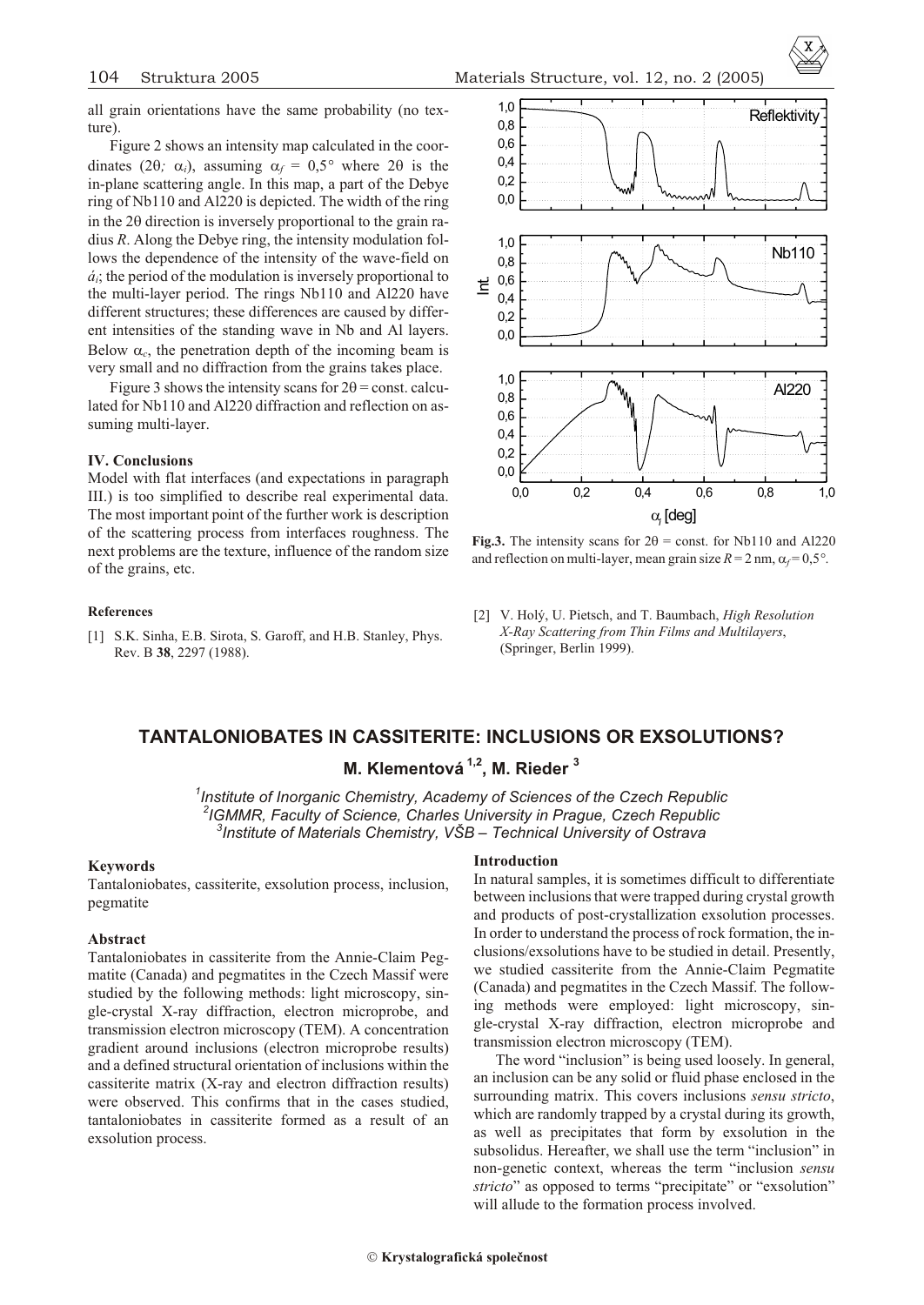all grain orientations have the same probability (no texture).

Figure 2 shows an intensity map calculated in the coordinates ($2\theta$; $\alpha_i$), assuming $\alpha_f$ = 0,5° where $2\theta$ is the in-plane scattering angle. In this map, a part of the Debye ring of Nb110 and Al220 is depicted. The width of the ring in the $2\theta$ direction is inversely proportional to the grain radius $R$. Along the Debye ring, the intensity modulation follows the dependence of the intensity of the wave-field on $\alpha_i$; the period of the modulation is inversely proportional to the multi-layer period. The rings Nb110 and Al220 have different structures; these differences are caused by different intensities of the standing wave in Nb and Al layers. Below $\alpha_c$, the penetration depth of the incoming beam is very small and no diffraction from the grains takes place.

Figure 3 shows the intensity scans for $2\theta$ = const. calculated for Nb110 and Al220 diffraction and reflection on assuming multi-layer.

### IV. Conclusions

Model with flat interfaces (and expectations in paragraph III.) is too simplified to describe real experimental data. The most important point of the further work is description of the scattering process from interfaces roughness. The next problems are the texture, influence of the random size of the grains, etc.

Reflektivity

Nb110

Al220

Int.

1,0
0,8
0,6
0,4
0,2
0,0

0,0 0,2 0,4 0,6 0,8 1,0

$\alpha_i$ [deg]

**Fig.3.** The intensity scans for $2\theta$ = const. for Nb110 and Al220 and reflection on multi-layer, mean grain size $R$ = 2 nm, $\alpha_f$ = 0,5°.

#### References

[1] S.K. Sinha, E.B. Sirota, S. Garoff, and H.B. Stanley, Phys. Rev. B **38**, 2297 (1988).

[2] V. Holý, U. Pietsch, and T. Baumbach, *High Resolution X-Ray Scattering from Thin Films and Multilayers*, (Springer, Berlin 1999).

## TANTALONIOBATES IN CASSITERITE: INCLUSIONS OR EXSOLUTIONS?

**M. Klementová [1,2], M. Rieder [3]**

*[1]Institute of Inorganic Chemistry, Academy of Sciences of the Czech Republic*
*[2]IGMMR, Faculty of Science, Charles University in Prague, Czech Republic*
*[3]Institute of Materials Chemistry, VŠB – Technical University of Ostrava*

#### Keywords

Tantaloniobates, cassiterite, exsolution process, inclusion, pegmatite

#### Abstract

Tantaloniobates in cassiterite from the Annie-Claim Pegmatite (Canada) and pegmatites in the Czech Massif were studied by the following methods: light microscopy, single-crystal X-ray diffraction, electron microprobe, and transmission electron microscopy (TEM). A concentration gradient around inclusions (electron microprobe results) and a defined structural orientation of inclusions within the cassiterite matrix (X-ray and electron diffraction results) were observed. This confirms that in the cases studied, tantaloniobates in cassiterite formed as a result of an exsolution process.

#### Introduction

In natural samples, it is sometimes difficult to differentiate between inclusions that were trapped during crystal growth and products of post-crystallization exsolution processes. In order to understand the process of rock formation, the inclusions/exsolutions have to be studied in detail. Presently, we studied cassiterite from the Annie-Claim Pegmatite (Canada) and pegmatites in the Czech Massif. The following methods were employed: light microscopy, single-crystal X-ray diffraction, electron microprobe and transmission electron microscopy (TEM).

The word "inclusion" is being used loosely. In general, an inclusion can be any solid or fluid phase enclosed in the surrounding matrix. This covers inclusions *sensu stricto*, which are randomly trapped by a crystal during its growth, as well as precipitates that form by exsolution in the subsolidus. Hereafter, we shall use the term "inclusion" in non-genetic context, whereas the term "inclusion *sensu stricto*" as opposed to terms "precipitate" or "exsolution" will allude to the formation process involved.